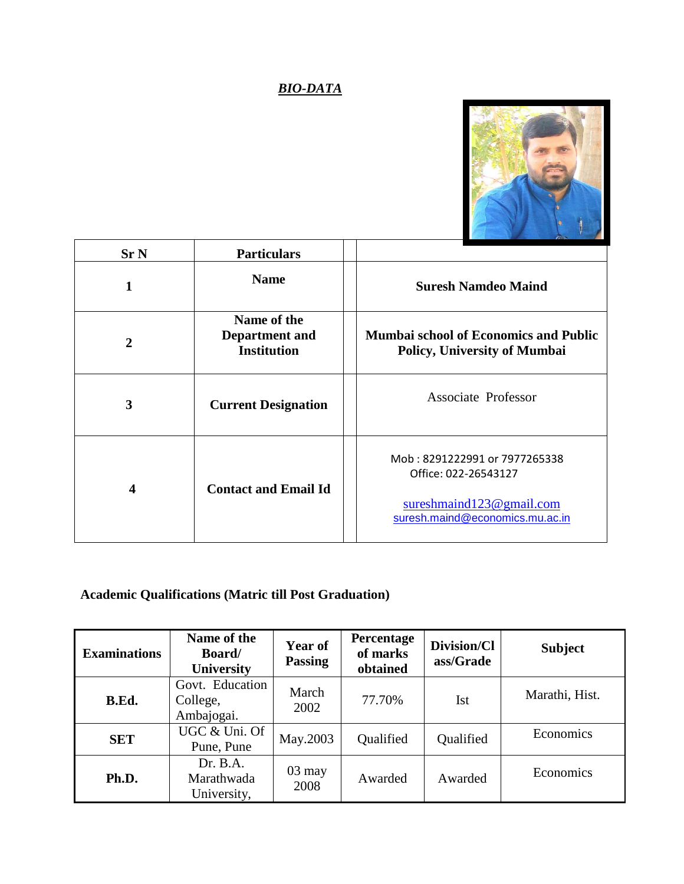***BIO-DATA***

| Sr N | Particulars | | |
|---|---|---|---|
| **1** | **Name** | | **Suresh Namdeo Maind** |
| **2** | **Name of the Department and Institution** | | **Mumbai school of Economics and Public Policy, University of Mumbai** |
| **3** | **Current Designation** | | Associate Professor |
| **4** | **Contact and Email Id** | | Mob : 8291222991 or 7977265338<br>Office: 022-26543127<br>sureshmaind123@gmail.com<br>suresh.maind@economics.mu.ac.in |

**Academic Qualifications (Matric till Post Graduation)**

| Examinations | Name of the Board/ University | Year of Passing | Percentage of marks obtained | Division/Class/Grade | Subject |
|---|---|---|---|---|---|
| **B.Ed.** | Govt. Education College, Ambajogai. | March 2002 | 77.70% | Ist | Marathi, Hist. |
| **SET** | UGC & Uni. Of Pune, Pune | May.2003 | Qualified | Qualified | Economics |
| **Ph.D.** | Dr. B.A. Marathwada University, | 03 may 2008 | Awarded | Awarded | Economics |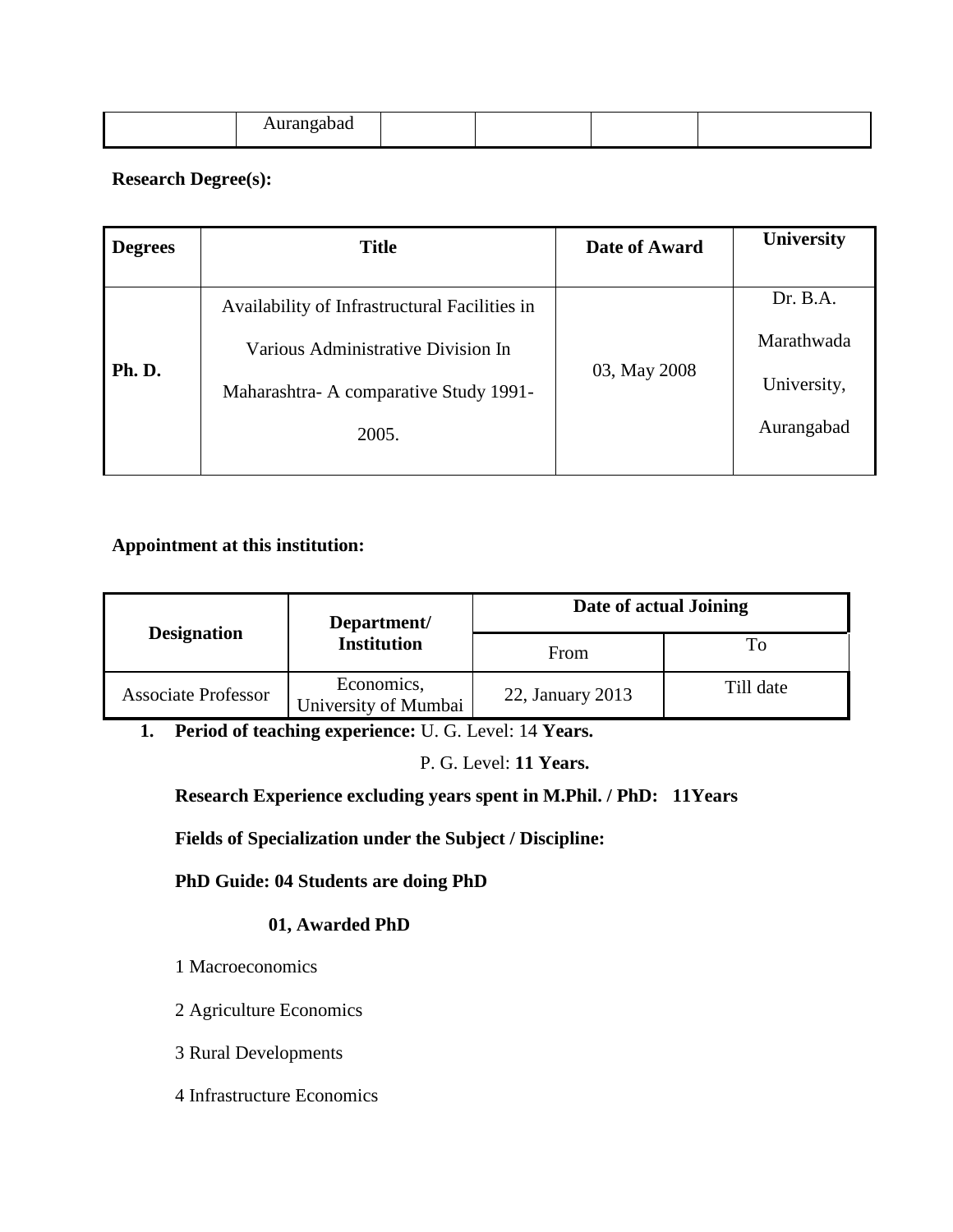| | Aurangabad | | | | |
|---|---|---|---|---|---|

**Research Degree(s):**

| **Degrees** | **Title** | **Date of Award** | **University** |
|---|---|---|---|
| **Ph. D.** | Availability of Infrastructural Facilities in Various Administrative Division In Maharashtra- A comparative Study 1991-2005. | 03, May 2008 | Dr. B.A. Marathwada University, Aurangabad |

**Appointment at this institution:**

| **Designation** | **Department/ Institution** | **Date of actual Joining** | |
|---|---|---|---|
| | | From | To |
| Associate Professor | Economics, University of Mumbai | 22, January 2013 | Till date |

1. **Period of teaching experience:** U. G. Level: 14 **Years.**

   P. G. Level: **11 Years.**

   **Research Experience excluding years spent in M.Phil. / PhD: 11Years**

   **Fields of Specialization under the Subject / Discipline:**

   **PhD Guide: 04 Students are doing PhD**

   **01, Awarded PhD**

   1 Macroeconomics

   2 Agriculture Economics

   3 Rural Developments

   4 Infrastructure Economics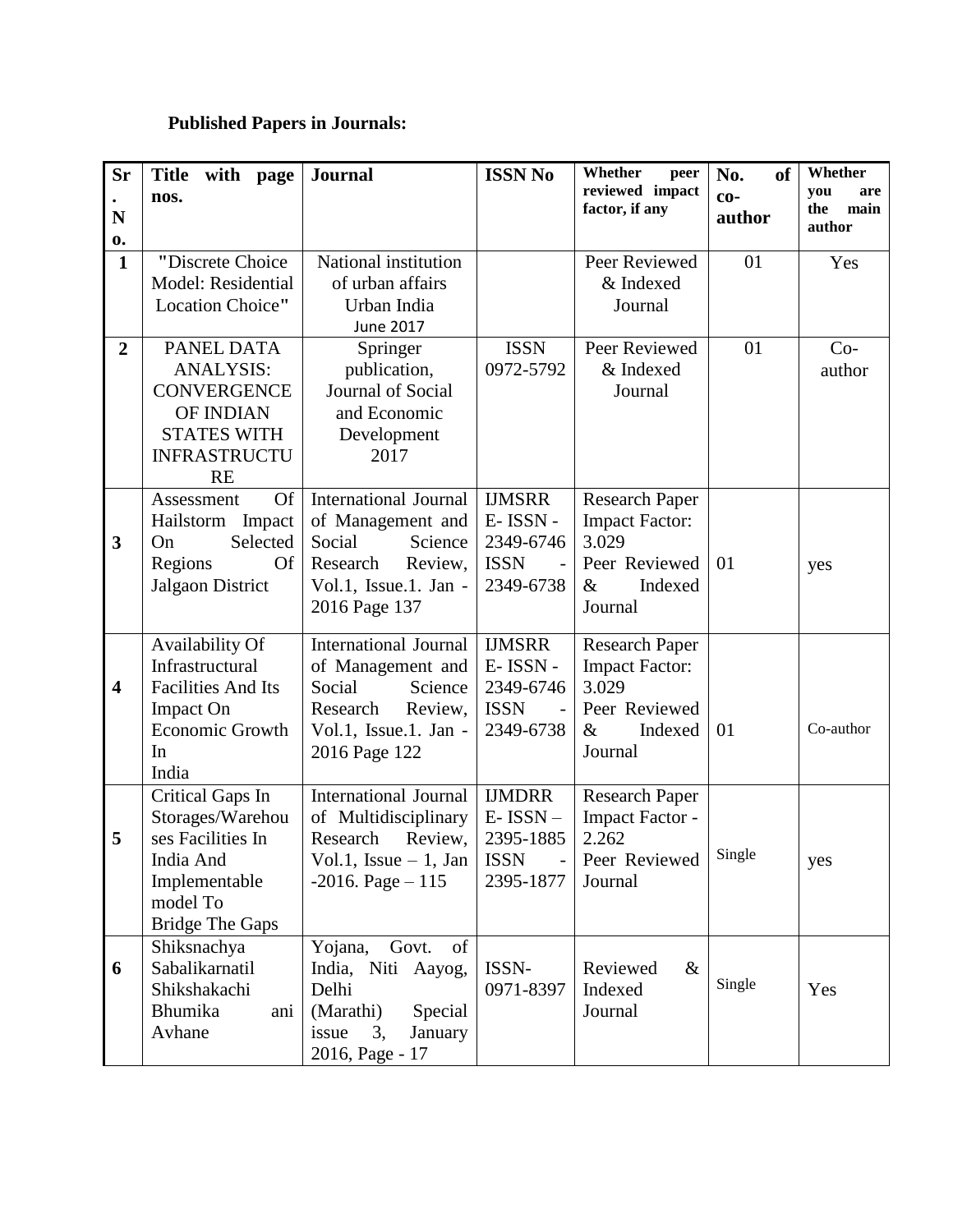**Published Papers in Journals:**

| Sr. No. | Title with page nos. | Journal | ISSN No | Whether peer reviewed impact factor, if any | No. of co-author | Whether you are the main author |
|---|---|---|---|---|---|---|
| 1 | "Discrete Choice Model: Residential Location Choice" | National institution of urban affairs Urban India June 2017 | | Peer Reviewed & Indexed Journal | 01 | Yes |
| 2 | PANEL DATA ANALYSIS: CONVERGENCE OF INDIAN STATES WITH INFRASTRUCTURE | Springer publication, Journal of Social and Economic Development 2017 | ISSN 0972-5792 | Peer Reviewed & Indexed Journal | 01 | Co-author |
| 3 | Assessment Of Hailstorm Impact On Selected Regions Of Jalgaon District | International Journal of Management and Social Science Research Review, Vol.1, Issue.1. Jan - 2016 Page 137 | IJMSRR E- ISSN - 2349-6746 ISSN - 2349-6738 | Research Paper Impact Factor: 3.029 Peer Reviewed & Indexed Journal | 01 | yes |
| 4 | Availability Of Infrastructural Facilities And Its Impact On Economic Growth In India | International Journal of Management and Social Science Research Review, Vol.1, Issue.1. Jan - 2016 Page 122 | IJMSRR E- ISSN - 2349-6746 ISSN - 2349-6738 | Research Paper Impact Factor: 3.029 Peer Reviewed & Indexed Journal | 01 | Co-author |
| 5 | Critical Gaps In Storages/Warehouses Facilities In India And Implementable model To Bridge The Gaps | International Journal of Multidisciplinary Research Review, Vol.1, Issue – 1, Jan -2016. Page – 115 | IJMDRR E- ISSN – 2395-1885 ISSN - 2395-1877 | Research Paper Impact Factor - 2.262 Peer Reviewed Journal | Single | yes |
| 6 | Shiksnachya Sabalikarnatil Shikshakachi Bhumika ani Avhane | Yojana, Govt. of India, Niti Aayog, Delhi (Marathi) Special issue 3, January 2016, Page - 17 | ISSN- 0971-8397 | Reviewed & Indexed Journal | Single | Yes |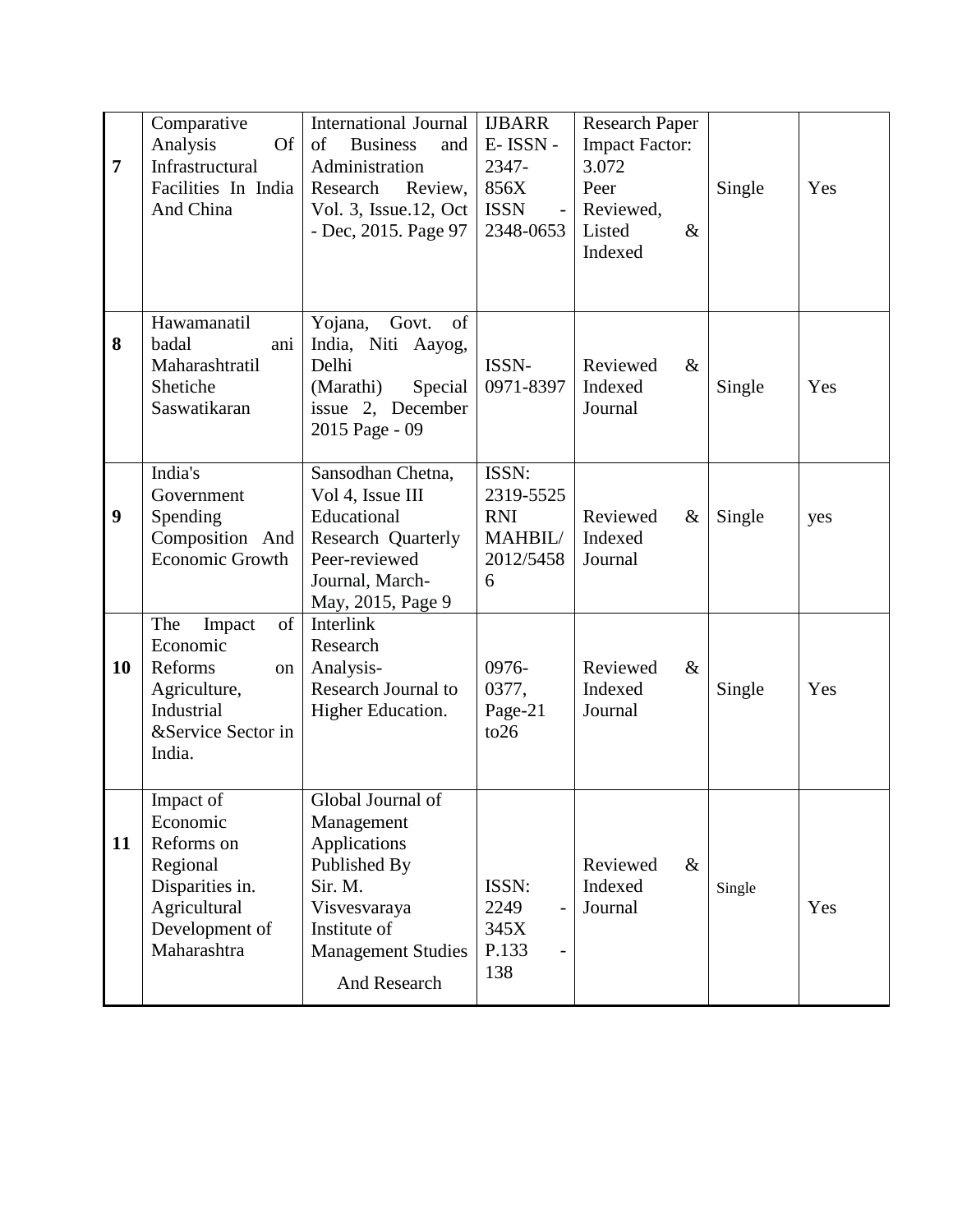| 7 | Comparative Analysis Of Infrastructural Facilities In India And China | International Journal of Business and Administration Research Review, Vol. 3, Issue.12, Oct - Dec, 2015. Page 97 | IJBARR E- ISSN - 2347-856X ISSN - 2348-0653 | Research Paper Impact Factor: 3.072 Peer Reviewed, Listed & Indexed | Single | Yes |
|---|---|---|---|---|---|---|
| 8 | Hawamanatil badal ani Maharashtratil Shetiche Saswatikaran | Yojana, Govt. of India, Niti Aayog, Delhi (Marathi) Special issue 2, December 2015 Page - 09 | ISSN-0971-8397 | Reviewed & Indexed Journal | Single | Yes |
| 9 | India's Government Spending Composition And Economic Growth | Sansodhan Chetna, Vol 4, Issue III Educational Research Quarterly Peer-reviewed Journal, March-May, 2015, Page 9 | ISSN: 2319-5525 RNI MAHBIL/ 2012/54586 | Reviewed & Indexed Journal | Single | yes |
| 10 | The Impact of Economic Reforms on Agriculture, Industrial &Service Sector in India. | Interlink Research Analysis- Research Journal to Higher Education. | 0976-0377, Page-21 to26 | Reviewed & Indexed Journal | Single | Yes |
| 11 | Impact of Economic Reforms on Regional Disparities in. Agricultural Development of Maharashtra | Global Journal of Management Applications Published By Sir. M. Visvesvaraya Institute of Management Studies And Research | ISSN: 2249 - 345X P.133 - 138 | Reviewed & Indexed Journal | Single | Yes |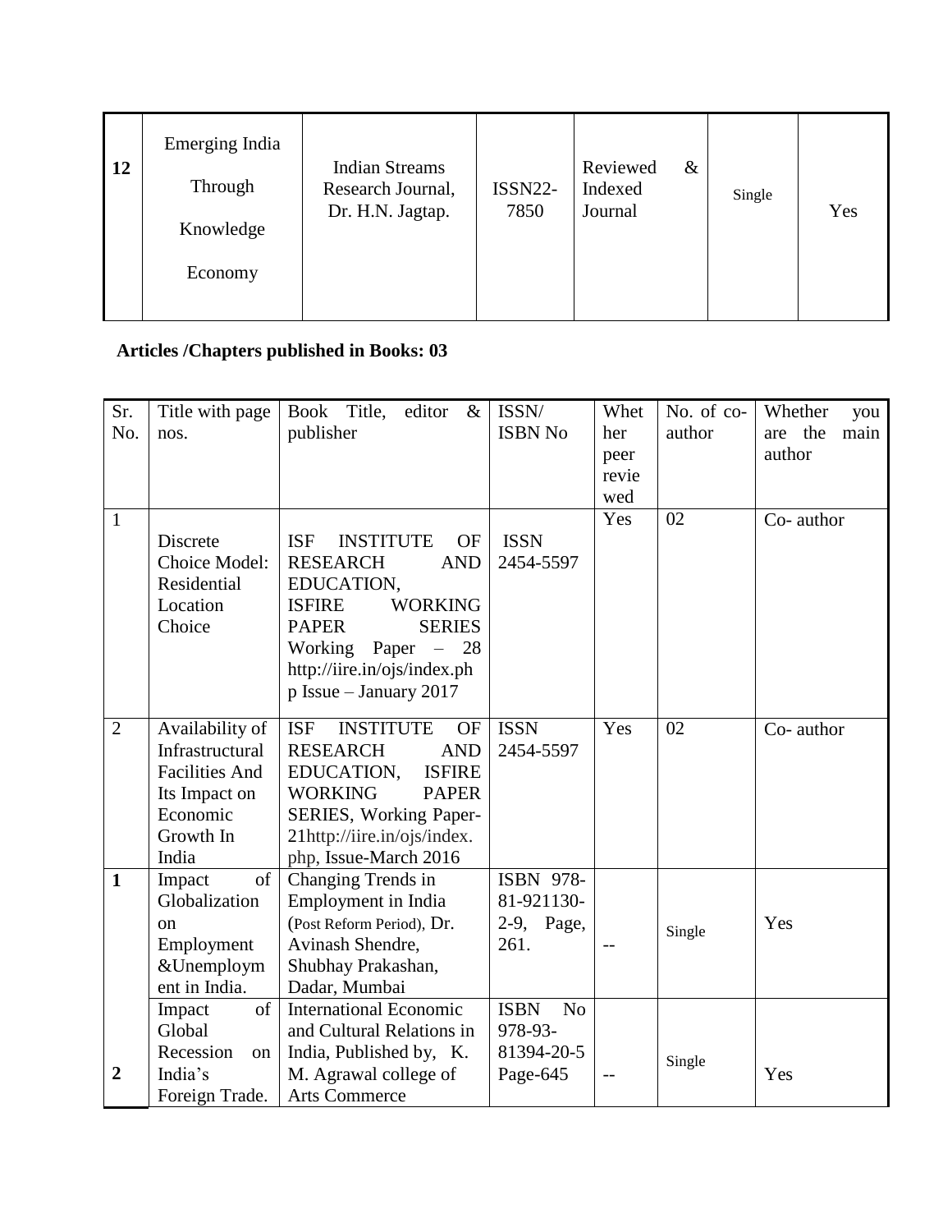| 12 | Emerging India Through Knowledge Economy | Indian Streams Research Journal, Dr. H.N. Jagtap. | ISSN22-7850 | Reviewed & Indexed Journal | Single | Yes |
|---|---|---|---|---|---|---|

**Articles /Chapters published in Books: 03**

| Sr. No. | Title with page nos. | Book Title, editor & publisher | ISSN/ ISBN No | Whether peer reviewed | No. of co-author | Whether you are the main author |
|---|---|---|---|---|---|---|
| 1 | Discrete Choice Model: Residential Location Choice | ISF INSTITUTE OF RESEARCH AND EDUCATION, ISFIRE WORKING PAPER SERIES Working Paper – 28 http://iire.in/ojs/index.php Issue – January 2017 | ISSN 2454-5597 | Yes | 02 | Co- author |
| 2 | Availability of Infrastructural Facilities And Its Impact on Economic Growth In India | ISF INSTITUTE OF RESEARCH AND EDUCATION, ISFIRE WORKING PAPER SERIES, Working Paper-21http://iire.in/ojs/index.php, Issue-March 2016 | ISSN 2454-5597 | Yes | 02 | Co- author |
| **1** | Impact of Globalization on Employment &Unemployment in India. | Changing Trends in Employment in India (Post Reform Period), Dr. Avinash Shendre, Shubhay Prakashan, Dadar, Mumbai | ISBN 978-81-921130-2-9, Page, 261. | -- | Single | Yes |
| **2** | Impact of Global Recession on India's Foreign Trade. | International Economic and Cultural Relations in India, Published by, K. M. Agrawal college of Arts Commerce | ISBN No 978-93-81394-20-5 Page-645 | -- | Single | Yes |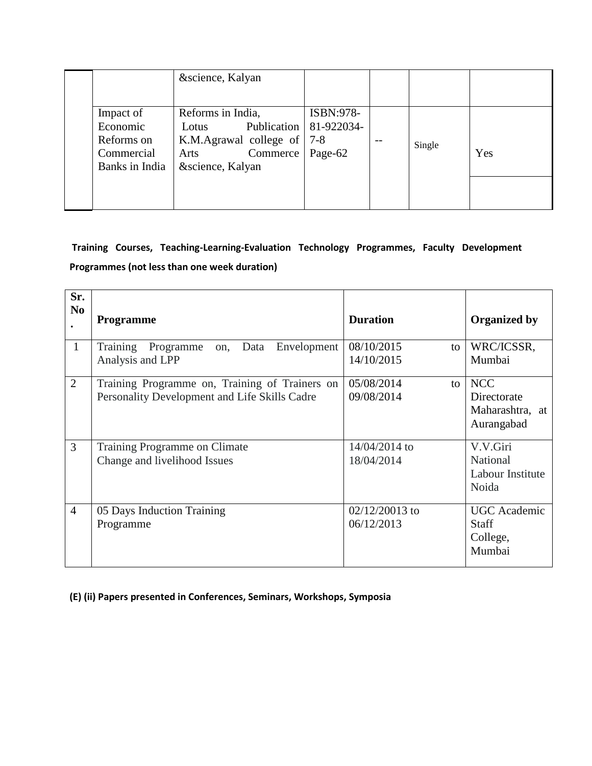| | | &science, Kalyan | | | | |
|---|---|---|---|---|---|---|
| | Impact of Economic Reforms on Commercial Banks in India | Reforms in India, Lotus Publication K.M.Agrawal college of Arts Commerce &science, Kalyan | ISBN:978-81-922034-7-8 Page-62 | -- | Single | Yes |

**Training Courses, Teaching-Learning-Evaluation Technology Programmes, Faculty Development Programmes (not less than one week duration)**

| Sr. No. | Programme | Duration | Organized by |
|---|---|---|---|
| 1 | Training Programme on, Data Envelopment Analysis and LPP | 08/10/2015 to 14/10/2015 | WRC/ICSSR, Mumbai |
| 2 | Training Programme on, Training of Trainers on Personality Development and Life Skills Cadre | 05/08/2014 to 09/08/2014 | NCC Directorate Maharashtra, at Aurangabad |
| 3 | Training Programme on Climate Change and livelihood Issues | 14/04/2014 to 18/04/2014 | V.V.Giri National Labour Institute Noida |
| 4 | 05 Days Induction Training Programme | 02/12/20013 to 06/12/2013 | UGC Academic Staff College, Mumbai |

**(E) (ii) Papers presented in Conferences, Seminars, Workshops, Symposia**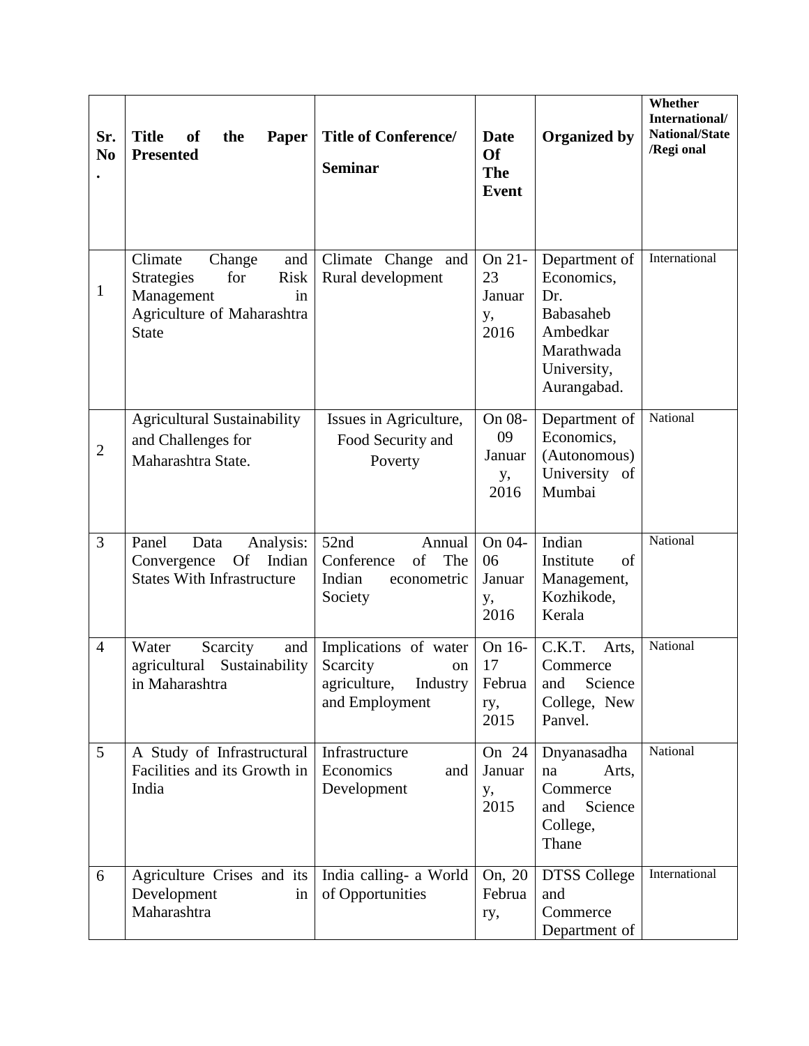| Sr. No. | Title of the Paper Presented | Title of Conference/ Seminar | Date Of The Event | Organized by | Whether International/ National/State /Regi onal |
|---|---|---|---|---|---|
| 1 | Climate Change and Strategies for Risk Management in Agriculture of Maharashtra State | Climate Change and Rural development | On 21-23 January, 2016 | Department of Economics, Dr. Babasaheb Ambedkar Marathwada University, Aurangabad. | International |
| 2 | Agricultural Sustainability and Challenges for Maharashtra State. | Issues in Agriculture, Food Security and Poverty | On 08-09 January, 2016 | Department of Economics, (Autonomous) University of Mumbai | National |
| 3 | Panel Data Analysis: Convergence Of Indian States With Infrastructure | 52nd Annual Conference of The Indian econometric Society | On 04-06 January, 2016 | Indian Institute of Management, Kozhikode, Kerala | National |
| 4 | Water Scarcity and agricultural Sustainability in Maharashtra | Implications of water Scarcity on agriculture, Industry and Employment | On 16-17 February, 2015 | C.K.T. Arts, Commerce and Science College, New Panvel. | National |
| 5 | A Study of Infrastructural Facilities and its Growth in India | Infrastructure Economics and Development | On 24 January, 2015 | Dnyanasadhana Arts, Commerce and Science College, Thane | National |
| 6 | Agriculture Crises and its Development in Maharashtra | India calling- a World of Opportunities | On, 20 February, | DTSS College and Commerce Department of | International |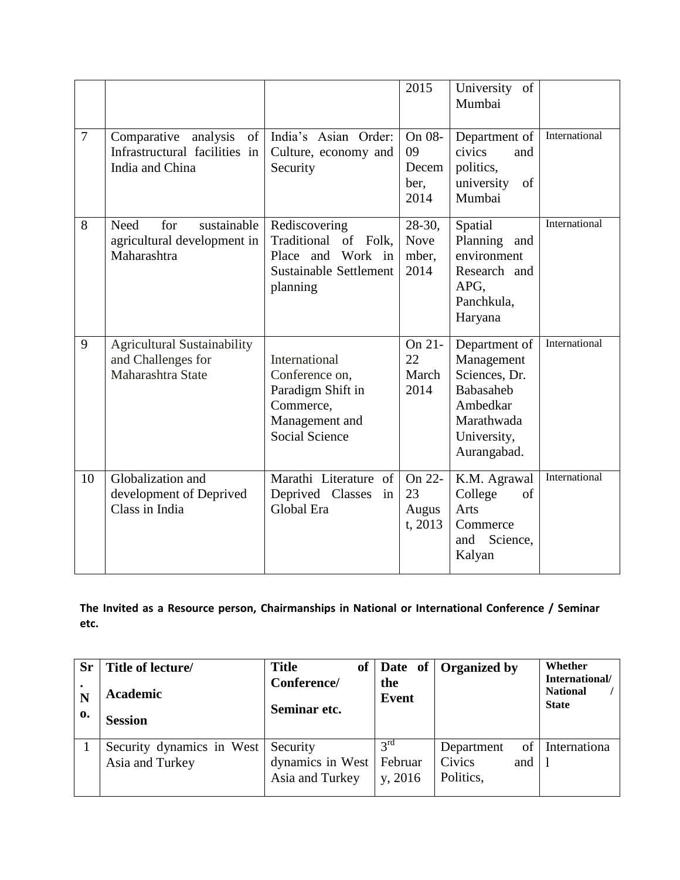|  |  |  | 2015 | University of Mumbai |  |
|---|---|---|---|---|---|
| 7 | Comparative analysis of Infrastructural facilities in India and China | India's Asian Order: Culture, economy and Security | On 08-09 December, 2014 | Department of civics and politics, university of Mumbai | International |
| 8 | Need for sustainable agricultural development in Maharashtra | Rediscovering Traditional of Folk, Place and Work in Sustainable Settlement planning | 28-30, November, 2014 | Spatial Planning and environment Research and APG, Panchkula, Haryana | International |
| 9 | Agricultural Sustainability and Challenges for Maharashtra State | International Conference on, Paradigm Shift in Commerce, Management and Social Science | On 21-22 March 2014 | Department of Management Sciences, Dr. Babasaheb Ambedkar Marathwada University, Aurangabad. | International |
| 10 | Globalization and development of Deprived Class in India | Marathi Literature of Deprived Classes in Global Era | On 22-23 August, 2013 | K.M. Agrawal College of Arts Commerce and Science, Kalyan | International |

**The Invited as a Resource person, Chairmanships in National or International Conference / Seminar etc.**

| Sr. No. | Title of lecture/ Academic Session | Title of Conference/ Seminar etc. | Date of the Event | Organized by | Whether International/ National / State |
|---|---|---|---|---|---|
| 1 | Security dynamics in West Asia and Turkey | Security dynamics in West Asia and Turkey | 3rd February, 2016 | Department of Civics and Politics, | International |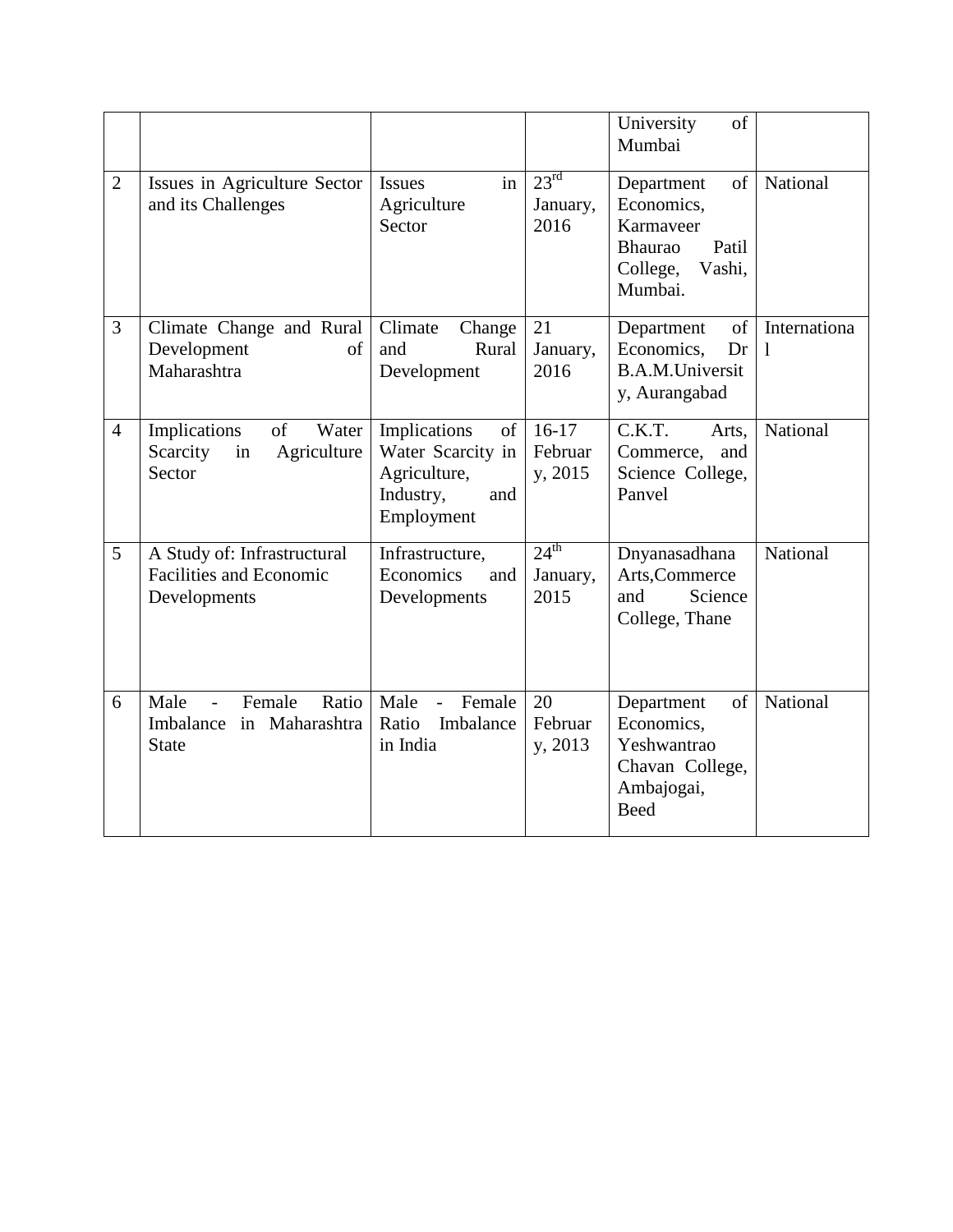| | | | | | |
|---|---|---|---|---|---|
| | | | | University of Mumbai | |
| 2 | Issues in Agriculture Sector and its Challenges | Issues in Agriculture Sector | 23rd January, 2016 | Department of Economics, Karmaveer Bhaurao Patil College, Vashi, Mumbai. | National |
| 3 | Climate Change and Rural Development of Maharashtra | Climate Change and Rural Development | 21 January, 2016 | Department of Economics, Dr B.A.M.University, Aurangabad | International |
| 4 | Implications of Water Scarcity in Agriculture Sector | Implications of Water Scarcity in Agriculture, Industry, and Employment | 16-17 February, 2015 | C.K.T. Arts, Commerce, and Science College, Panvel | National |
| 5 | A Study of: Infrastructural Facilities and Economic Developments | Infrastructure, Economics and Developments | 24th January, 2015 | Dnyanasadhana Arts,Commerce and Science College, Thane | National |
| 6 | Male - Female Ratio Imbalance in Maharashtra State | Male - Female Ratio Imbalance in India | 20 February, 2013 | Department of Economics, Yeshwantrao Chavan College, Ambajogai, Beed | National |